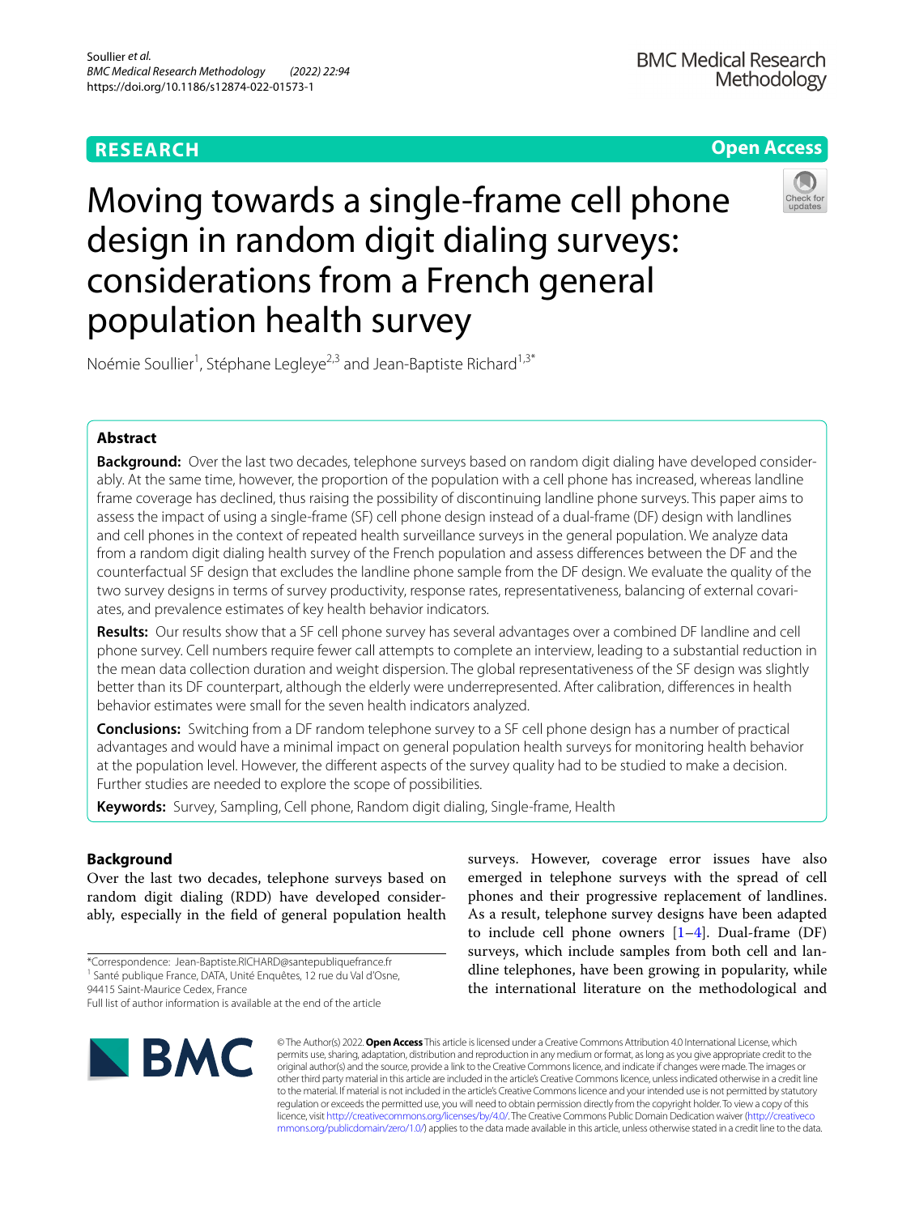# Moving towards a single-frame cell phone design in random digit dialing surveys: considerations from a French general population health survey

Noémie Soullier[1], Stéphane Legleye[2,3] and Jean-Baptiste Richard[1,3*]

## Abstract

**Background:** Over the last two decades, telephone surveys based on random digit dialing have developed considerably. At the same time, however, the proportion of the population with a cell phone has increased, whereas landline frame coverage has declined, thus raising the possibility of discontinuing landline phone surveys. This paper aims to assess the impact of using a single-frame (SF) cell phone design instead of a dual-frame (DF) design with landlines and cell phones in the context of repeated health surveillance surveys in the general population. We analyze data from a random digit dialing health survey of the French population and assess differences between the DF and the counterfactual SF design that excludes the landline phone sample from the DF design. We evaluate the quality of the two survey designs in terms of survey productivity, response rates, representativeness, balancing of external covariates, and prevalence estimates of key health behavior indicators.

**Results:** Our results show that a SF cell phone survey has several advantages over a combined DF landline and cell phone survey. Cell numbers require fewer call attempts to complete an interview, leading to a substantial reduction in the mean data collection duration and weight dispersion. The global representativeness of the SF design was slightly better than its DF counterpart, although the elderly were underrepresented. After calibration, differences in health behavior estimates were small for the seven health indicators analyzed.

**Conclusions:** Switching from a DF random telephone survey to a SF cell phone design has a number of practical advantages and would have a minimal impact on general population health surveys for monitoring health behavior at the population level. However, the different aspects of the survey quality had to be studied to make a decision. Further studies are needed to explore the scope of possibilities.

**Keywords:** Survey, Sampling, Cell phone, Random digit dialing, Single-frame, Health

## Background

Over the last two decades, telephone surveys based on random digit dialing (RDD) have developed considerably, especially in the field of general population health surveys. However, coverage error issues have also emerged in telephone surveys with the spread of cell phones and their progressive replacement of landlines. As a result, telephone survey designs have been adapted to include cell phone owners [1–4]. Dual-frame (DF) surveys, which include samples from both cell and landline telephones, have been growing in popularity, while the international literature on the methodological and

*Correspondence: Jean-Baptiste.RICHARD@santepubliquefrance.fr
[1] Santé publique France, DATA, Unité Enquêtes, 12 rue du Val d'Osne, 94415 Saint-Maurice Cedex, France
Full list of author information is available at the end of the article

© The Author(s) 2022. **Open Access** This article is licensed under a Creative Commons Attribution 4.0 International License, which permits use, sharing, adaptation, distribution and reproduction in any medium or format, as long as you give appropriate credit to the original author(s) and the source, provide a link to the Creative Commons licence, and indicate if changes were made. The images or other third party material in this article are included in the article's Creative Commons licence, unless indicated otherwise in a credit line to the material. If material is not included in the article's Creative Commons licence and your intended use is not permitted by statutory regulation or exceeds the permitted use, you will need to obtain permission directly from the copyright holder. To view a copy of this licence, visit http://creativecommons.org/licenses/by/4.0/. The Creative Commons Public Domain Dedication waiver (http://creativecommons.org/publicdomain/zero/1.0/) applies to the data made available in this article, unless otherwise stated in a credit line to the data.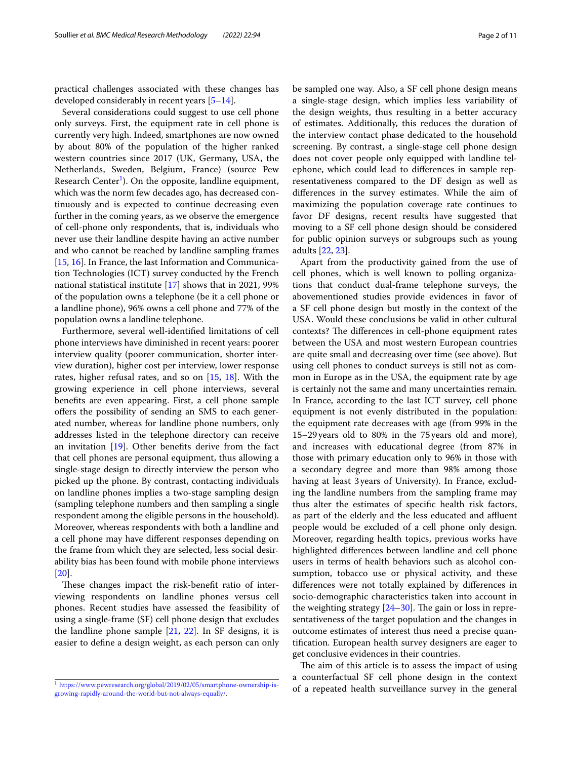practical challenges associated with these changes has developed considerably in recent years [5–14].

Several considerations could suggest to use cell phone only surveys. First, the equipment rate in cell phone is currently very high. Indeed, smartphones are now owned by about 80% of the population of the higher ranked western countries since 2017 (UK, Germany, USA, the Netherlands, Sweden, Belgium, France) (source Pew Research Center[1]). On the opposite, landline equipment, which was the norm few decades ago, has decreased continuously and is expected to continue decreasing even further in the coming years, as we observe the emergence of cell-phone only respondents, that is, individuals who never use their landline despite having an active number and who cannot be reached by landline sampling frames [15, 16]. In France, the last Information and Communication Technologies (ICT) survey conducted by the French national statistical institute [17] shows that in 2021, 99% of the population owns a telephone (be it a cell phone or a landline phone), 96% owns a cell phone and 77% of the population owns a landline telephone.

Furthermore, several well-identified limitations of cell phone interviews have diminished in recent years: poorer interview quality (poorer communication, shorter interview duration), higher cost per interview, lower response rates, higher refusal rates, and so on [15, 18]. With the growing experience in cell phone interviews, several benefits are even appearing. First, a cell phone sample offers the possibility of sending an SMS to each generated number, whereas for landline phone numbers, only addresses listed in the telephone directory can receive an invitation [19]. Other benefits derive from the fact that cell phones are personal equipment, thus allowing a single-stage design to directly interview the person who picked up the phone. By contrast, contacting individuals on landline phones implies a two-stage sampling design (sampling telephone numbers and then sampling a single respondent among the eligible persons in the household). Moreover, whereas respondents with both a landline and a cell phone may have different responses depending on the frame from which they are selected, less social desirability bias has been found with mobile phone interviews [20].

These changes impact the risk-benefit ratio of interviewing respondents on landline phones versus cell phones. Recent studies have assessed the feasibility of using a single-frame (SF) cell phone design that excludes the landline phone sample [21, 22]. In SF designs, it is easier to define a design weight, as each person can only be sampled one way. Also, a SF cell phone design means a single-stage design, which implies less variability of the design weights, thus resulting in a better accuracy of estimates. Additionally, this reduces the duration of the interview contact phase dedicated to the household screening. By contrast, a single-stage cell phone design does not cover people only equipped with landline telephone, which could lead to differences in sample representativeness compared to the DF design as well as differences in the survey estimates. While the aim of maximizing the population coverage rate continues to favor DF designs, recent results have suggested that moving to a SF cell phone design should be considered for public opinion surveys or subgroups such as young adults [22, 23].

Apart from the productivity gained from the use of cell phones, which is well known to polling organizations that conduct dual-frame telephone surveys, the abovementioned studies provide evidences in favor of a SF cell phone design but mostly in the context of the USA. Would these conclusions be valid in other cultural contexts? The differences in cell-phone equipment rates between the USA and most western European countries are quite small and decreasing over time (see above). But using cell phones to conduct surveys is still not as common in Europe as in the USA, the equipment rate by age is certainly not the same and many uncertainties remain. In France, according to the last ICT survey, cell phone equipment is not evenly distributed in the population: the equipment rate decreases with age (from 99% in the 15–29 years old to 80% in the 75 years old and more), and increases with educational degree (from 87% in those with primary education only to 96% in those with a secondary degree and more than 98% among those having at least 3 years of University). In France, excluding the landline numbers from the sampling frame may thus alter the estimates of specific health risk factors, as part of the elderly and the less educated and affluent people would be excluded of a cell phone only design. Moreover, regarding health topics, previous works have highlighted differences between landline and cell phone users in terms of health behaviors such as alcohol consumption, tobacco use or physical activity, and these differences were not totally explained by differences in socio-demographic characteristics taken into account in the weighting strategy [24–30]. The gain or loss in representativeness of the target population and the changes in outcome estimates of interest thus need a precise quantification. European health survey designers are eager to get conclusive evidences in their countries.

The aim of this article is to assess the impact of using a counterfactual SF cell phone design in the context of a repeated health surveillance survey in the general

[1] https://www.pewresearch.org/global/2019/02/05/smartphone-ownership-is-growing-rapidly-around-the-world-but-not-always-equally/.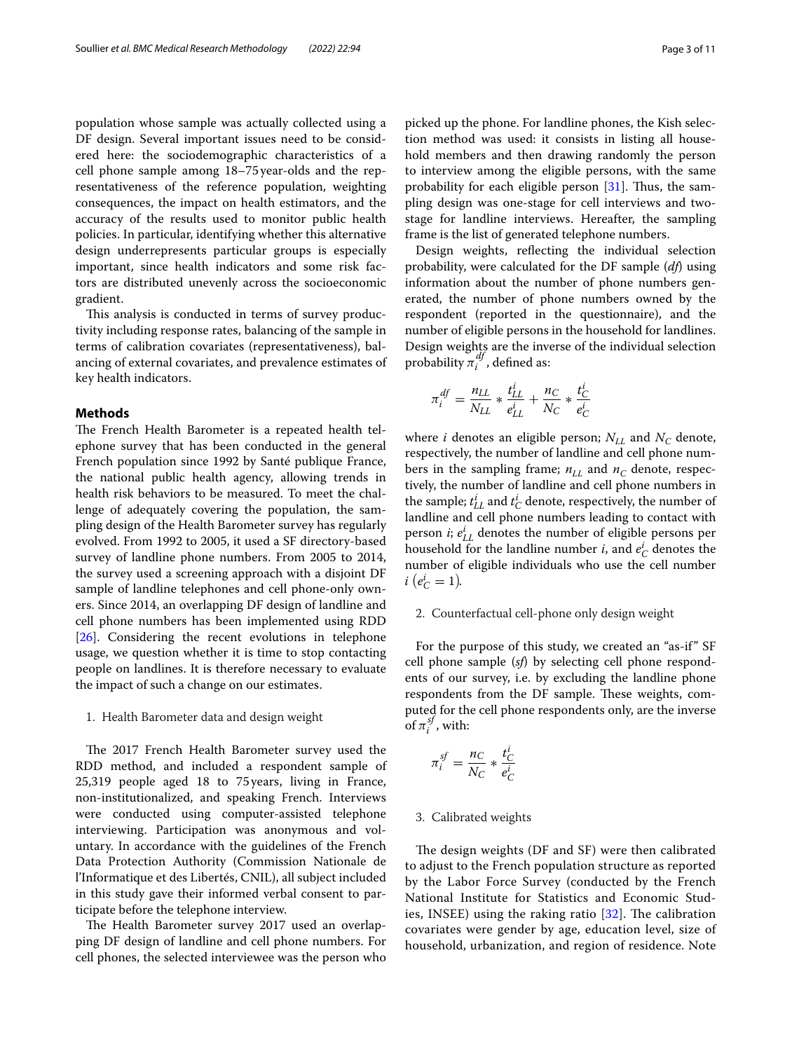population whose sample was actually collected using a DF design. Several important issues need to be considered here: the sociodemographic characteristics of a cell phone sample among 18–75 year-olds and the representativeness of the reference population, weighting consequences, the impact on health estimators, and the accuracy of the results used to monitor public health policies. In particular, identifying whether this alternative design underrepresents particular groups is especially important, since health indicators and some risk factors are distributed unevenly across the socioeconomic gradient.

This analysis is conducted in terms of survey productivity including response rates, balancing of the sample in terms of calibration covariates (representativeness), balancing of external covariates, and prevalence estimates of key health indicators.

## Methods

The French Health Barometer is a repeated health telephone survey that has been conducted in the general French population since 1992 by Santé publique France, the national public health agency, allowing trends in health risk behaviors to be measured. To meet the challenge of adequately covering the population, the sampling design of the Health Barometer survey has regularly evolved. From 1992 to 2005, it used a SF directory-based survey of landline phone numbers. From 2005 to 2014, the survey used a screening approach with a disjoint DF sample of landline telephones and cell phone-only owners. Since 2014, an overlapping DF design of landline and cell phone numbers has been implemented using RDD [26]. Considering the recent evolutions in telephone usage, we question whether it is time to stop contacting people on landlines. It is therefore necessary to evaluate the impact of such a change on our estimates.

1. Health Barometer data and design weight

The 2017 French Health Barometer survey used the RDD method, and included a respondent sample of 25,319 people aged 18 to 75 years, living in France, non-institutionalized, and speaking French. Interviews were conducted using computer-assisted telephone interviewing. Participation was anonymous and voluntary. In accordance with the guidelines of the French Data Protection Authority (Commission Nationale de l'Informatique et des Libertés, CNIL), all subject included in this study gave their informed verbal consent to participate before the telephone interview.

The Health Barometer survey 2017 used an overlapping DF design of landline and cell phone numbers. For cell phones, the selected interviewee was the person who picked up the phone. For landline phones, the Kish selection method was used: it consists in listing all household members and then drawing randomly the person to interview among the eligible persons, with the same probability for each eligible person [31]. Thus, the sampling design was one-stage for cell interviews and two-stage for landline interviews. Hereafter, the sampling frame is the list of generated telephone numbers.

Design weights, reflecting the individual selection probability, were calculated for the DF sample (*df*) using information about the number of phone numbers generated, the number of phone numbers owned by the respondent (reported in the questionnaire), and the number of eligible persons in the household for landlines. Design weights are the inverse of the individual selection probability $\pi_i^{df}$, defined as:

$$\pi_i^{df} = \frac{n_{LL}}{N_{LL}} * \frac{t_{LL}^i}{e_{LL}^i} + \frac{n_C}{N_C} * \frac{t_C^i}{e_C^i}$$

where $i$ denotes an eligible person; $N_{LL}$ and $N_C$ denote, respectively, the number of landline and cell phone numbers in the sampling frame; $n_{LL}$ and $n_C$ denote, respectively, the number of landline and cell phone numbers in the sample; $t_{LL}^i$ and $t_C^i$ denote, respectively, the number of landline and cell phone numbers leading to contact with person $i$; $e_{LL}^i$ denotes the number of eligible persons per household for the landline number $i$, and $e_C^i$ denotes the number of eligible individuals who use the cell number $i$ $\left(e_C^i = 1\right)$.

2. Counterfactual cell-phone only design weight

For the purpose of this study, we created an "as-if" SF cell phone sample (*sf*) by selecting cell phone respondents of our survey, i.e. by excluding the landline phone respondents from the DF sample. These weights, computed for the cell phone respondents only, are the inverse of $\pi_i^{sf}$, with:

$$\pi_i^{sf} = \frac{n_C}{N_C} * \frac{t_C^i}{e_C^i}$$

3. Calibrated weights

The design weights (DF and SF) were then calibrated to adjust to the French population structure as reported by the Labor Force Survey (conducted by the French National Institute for Statistics and Economic Studies, INSEE) using the raking ratio [32]. The calibration covariates were gender by age, education level, size of household, urbanization, and region of residence. Note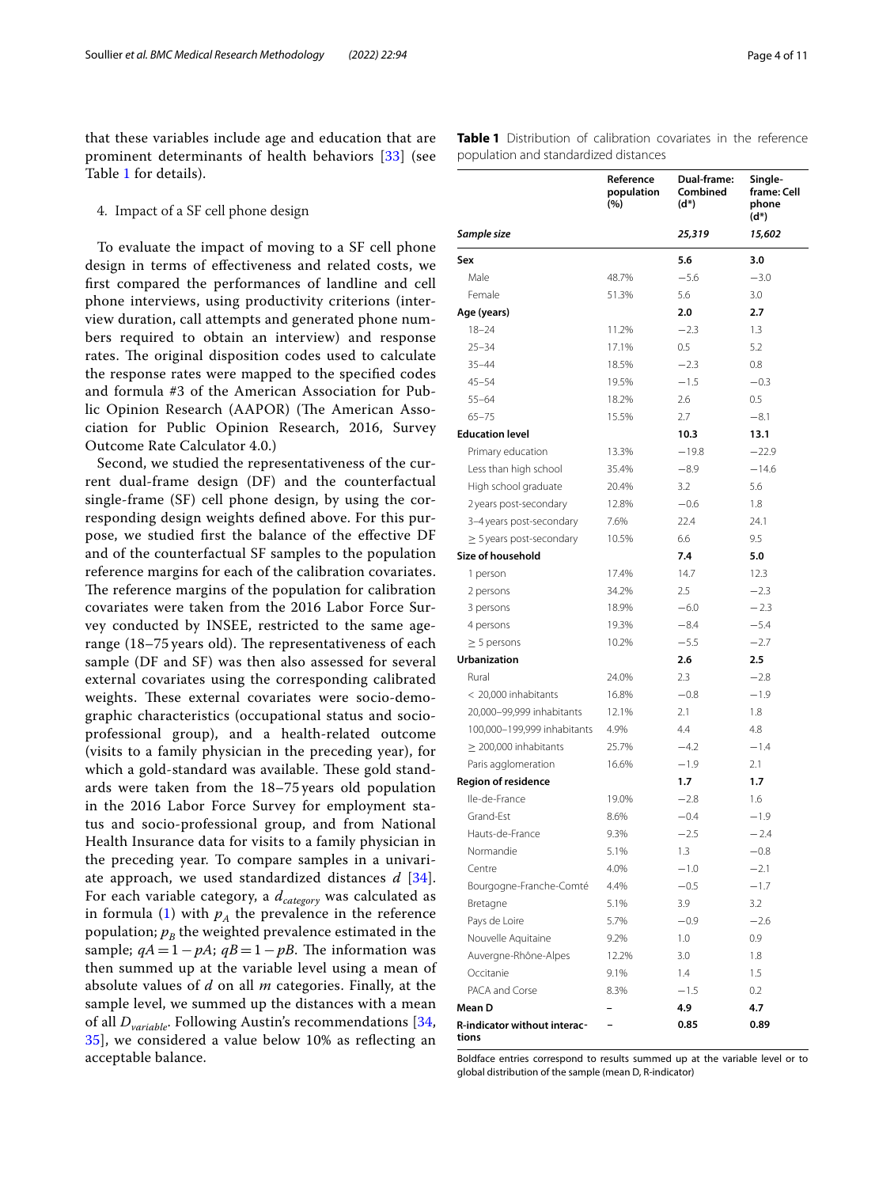that these variables include age and education that are prominent determinants of health behaviors [33] (see Table 1 for details).

4. Impact of a SF cell phone design

To evaluate the impact of moving to a SF cell phone design in terms of effectiveness and related costs, we first compared the performances of landline and cell phone interviews, using productivity criterions (interview duration, call attempts and generated phone numbers required to obtain an interview) and response rates. The original disposition codes used to calculate the response rates were mapped to the specified codes and formula #3 of the American Association for Public Opinion Research (AAPOR) (The American Association for Public Opinion Research, 2016, Survey Outcome Rate Calculator 4.0.)

Second, we studied the representativeness of the current dual-frame design (DF) and the counterfactual single-frame (SF) cell phone design, by using the corresponding design weights defined above. For this purpose, we studied first the balance of the effective DF and of the counterfactual SF samples to the population reference margins for each of the calibration covariates. The reference margins of the population for calibration covariates were taken from the 2016 Labor Force Survey conducted by INSEE, restricted to the same age-range (18–75 years old). The representativeness of each sample (DF and SF) was then also assessed for several external covariates using the corresponding calibrated weights. These external covariates were socio-demographic characteristics (occupational status and socio-professional group), and a health-related outcome (visits to a family physician in the preceding year), for which a gold-standard was available. These gold standards were taken from the 18–75 years old population in the 2016 Labor Force Survey for employment status and socio-professional group, and from National Health Insurance data for visits to a family physician in the preceding year. To compare samples in a univariate approach, we used standardized distances $d$ [34]. For each variable category, a $d_{category}$ was calculated as in formula (1) with $p_A$ the prevalence in the reference population; $p_B$ the weighted prevalence estimated in the sample; $qA = 1 - pA$; $qB = 1 - pB$. The information was then summed up at the variable level using a mean of absolute values of $d$ on all $m$ categories. Finally, at the sample level, we summed up the distances with a mean of all $D_{variable}$. Following Austin's recommendations [34, 35], we considered a value below 10% as reflecting an acceptable balance.

**Table 1** Distribution of calibration covariates in the reference population and standardized distances

| | Reference population (%) | Dual-frame: Combined (d*) | Single-frame: Cell phone (d*) |
|---|---|---|---|
| *Sample size* | | *25,319* | *15,602* |
| **Sex** | | **5.6** | **3.0** |
| Male | 48.7% | −5.6 | −3.0 |
| Female | 51.3% | 5.6 | 3.0 |
| **Age (years)** | | **2.0** | **2.7** |
| 18–24 | 11.2% | −2.3 | 1.3 |
| 25–34 | 17.1% | 0.5 | 5.2 |
| 35–44 | 18.5% | −2.3 | 0.8 |
| 45–54 | 19.5% | −1.5 | −0.3 |
| 55–64 | 18.2% | 2.6 | 0.5 |
| 65–75 | 15.5% | 2.7 | −8.1 |
| **Education level** | | **10.3** | **13.1** |
| Primary education | 13.3% | −19.8 | −22.9 |
| Less than high school | 35.4% | −8.9 | −14.6 |
| High school graduate | 20.4% | 3.2 | 5.6 |
| 2 years post-secondary | 12.8% | −0.6 | 1.8 |
| 3–4 years post-secondary | 7.6% | 22.4 | 24.1 |
| ≥ 5 years post-secondary | 10.5% | 6.6 | 9.5 |
| **Size of household** | | **7.4** | **5.0** |
| 1 person | 17.4% | 14.7 | 12.3 |
| 2 persons | 34.2% | 2.5 | −2.3 |
| 3 persons | 18.9% | −6.0 | −2.3 |
| 4 persons | 19.3% | −8.4 | −5.4 |
| ≥ 5 persons | 10.2% | −5.5 | −2.7 |
| **Urbanization** | | **2.6** | **2.5** |
| Rural | 24.0% | 2.3 | −2.8 |
| < 20,000 inhabitants | 16.8% | −0.8 | −1.9 |
| 20,000–99,999 inhabitants | 12.1% | 2.1 | 1.8 |
| 100,000–199,999 inhabitants | 4.9% | 4.4 | 4.8 |
| ≥ 200,000 inhabitants | 25.7% | −4.2 | −1.4 |
| Paris agglomeration | 16.6% | −1.9 | 2.1 |
| **Region of residence** | | **1.7** | **1.7** |
| Ile-de-France | 19.0% | −2.8 | 1.6 |
| Grand-Est | 8.6% | −0.4 | −1.9 |
| Hauts-de-France | 9.3% | −2.5 | −2.4 |
| Normandie | 5.1% | 1.3 | −0.8 |
| Centre | 4.0% | −1.0 | −2.1 |
| Bourgogne-Franche-Comté | 4.4% | −0.5 | −1.7 |
| Bretagne | 5.1% | 3.9 | 3.2 |
| Pays de Loire | 5.7% | −0.9 | −2.6 |
| Nouvelle Aquitaine | 9.2% | 1.0 | 0.9 |
| Auvergne-Rhône-Alpes | 12.2% | 3.0 | 1.8 |
| Occitanie | 9.1% | 1.4 | 1.5 |
| PACA and Corse | 8.3% | −1.5 | 0.2 |
| **Mean D** | – | **4.9** | **4.7** |
| **R-indicator without interactions** | – | **0.85** | **0.89** |

Boldface entries correspond to results summed up at the variable level or to global distribution of the sample (mean D, R-indicator)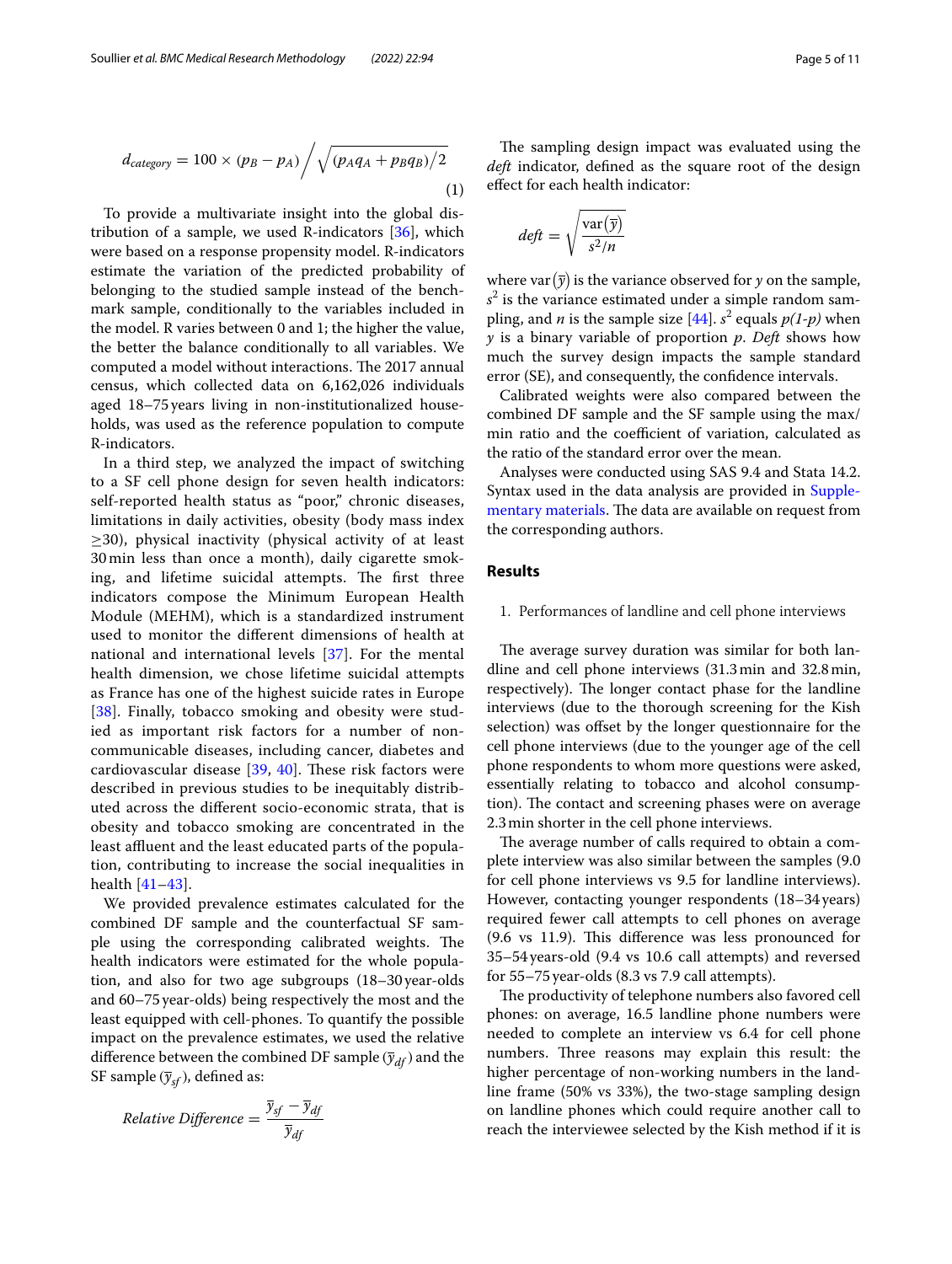$$d_{category} = 100 \times (p_B - p_A) \Big/ \sqrt{(p_A q_A + p_B q_B)/2} \quad (1)$$

To provide a multivariate insight into the global distribution of a sample, we used R-indicators [36], which were based on a response propensity model. R-indicators estimate the variation of the predicted probability of belonging to the studied sample instead of the benchmark sample, conditionally to the variables included in the model. R varies between 0 and 1; the higher the value, the better the balance conditionally to all variables. We computed a model without interactions. The 2017 annual census, which collected data on 6,162,026 individuals aged 18–75 years living in non-institutionalized households, was used as the reference population to compute R-indicators.

In a third step, we analyzed the impact of switching to a SF cell phone design for seven health indicators: self-reported health status as "poor," chronic diseases, limitations in daily activities, obesity (body mass index ≥30), physical inactivity (physical activity of at least 30 min less than once a month), daily cigarette smoking, and lifetime suicidal attempts. The first three indicators compose the Minimum European Health Module (MEHM), which is a standardized instrument used to monitor the different dimensions of health at national and international levels [37]. For the mental health dimension, we chose lifetime suicidal attempts as France has one of the highest suicide rates in Europe [38]. Finally, tobacco smoking and obesity were studied as important risk factors for a number of non-communicable diseases, including cancer, diabetes and cardiovascular disease [39, 40]. These risk factors were described in previous studies to be inequitably distributed across the different socio-economic strata, that is obesity and tobacco smoking are concentrated in the least affluent and the least educated parts of the population, contributing to increase the social inequalities in health [41–43].

We provided prevalence estimates calculated for the combined DF sample and the counterfactual SF sample using the corresponding calibrated weights. The health indicators were estimated for the whole population, and also for two age subgroups (18–30 year-olds and 60–75 year-olds) being respectively the most and the least equipped with cell-phones. To quantify the possible impact on the prevalence estimates, we used the relative difference between the combined DF sample ($\overline{y}_{df}$) and the SF sample ($\overline{y}_{sf}$), defined as:

$$Relative\ Difference = \frac{\overline{y}_{sf} - \overline{y}_{df}}{\overline{y}_{df}}$$

The sampling design impact was evaluated using the *deft* indicator, defined as the square root of the design effect for each health indicator:

$$deft = \sqrt{\frac{\mathrm{var}(\overline{y})}{s^2/n}}$$

where $\mathrm{var}(\overline{y})$ is the variance observed for $y$ on the sample, $s^2$ is the variance estimated under a simple random sampling, and $n$ is the sample size [44]. $s^2$ equals $p(1-p)$ when $y$ is a binary variable of proportion $p$. *Deft* shows how much the survey design impacts the sample standard error (SE), and consequently, the confidence intervals.

Calibrated weights were also compared between the combined DF sample and the SF sample using the max/min ratio and the coefficient of variation, calculated as the ratio of the standard error over the mean.

Analyses were conducted using SAS 9.4 and Stata 14.2. Syntax used in the data analysis are provided in Supplementary materials. The data are available on request from the corresponding authors.

## Results

1. Performances of landline and cell phone interviews

The average survey duration was similar for both landline and cell phone interviews (31.3 min and 32.8 min, respectively). The longer contact phase for the landline interviews (due to the thorough screening for the Kish selection) was offset by the longer questionnaire for the cell phone interviews (due to the younger age of the cell phone respondents to whom more questions were asked, essentially relating to tobacco and alcohol consumption). The contact and screening phases were on average 2.3 min shorter in the cell phone interviews.

The average number of calls required to obtain a complete interview was also similar between the samples (9.0 for cell phone interviews vs 9.5 for landline interviews). However, contacting younger respondents (18–34 years) required fewer call attempts to cell phones on average (9.6 vs 11.9). This difference was less pronounced for 35–54 years-old (9.4 vs 10.6 call attempts) and reversed for 55–75 year-olds (8.3 vs 7.9 call attempts).

The productivity of telephone numbers also favored cell phones: on average, 16.5 landline phone numbers were needed to complete an interview vs 6.4 for cell phone numbers. Three reasons may explain this result: the higher percentage of non-working numbers in the landline frame (50% vs 33%), the two-stage sampling design on landline phones which could require another call to reach the interviewee selected by the Kish method if it is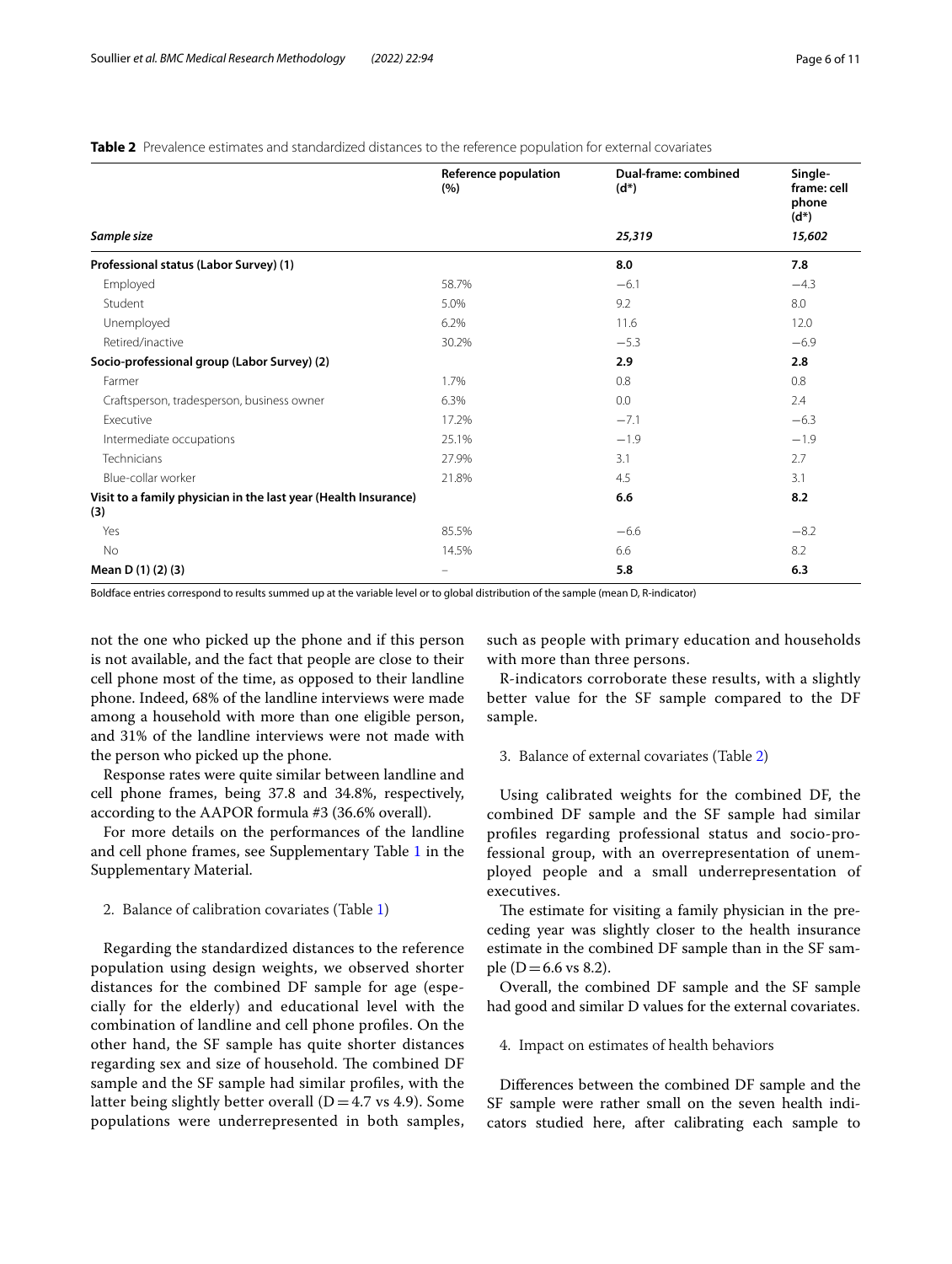**Table 2** Prevalence estimates and standardized distances to the reference population for external covariates

| | Reference population (%) | Dual-frame: combined (d*) | Single-frame: cell phone (d*) |
|---|---|---|---|
| *Sample size* | | *25,319* | *15,602* |
| **Professional status (Labor Survey) (1)** | | **8.0** | **7.8** |
| Employed | 58.7% | −6.1 | −4.3 |
| Student | 5.0% | 9.2 | 8.0 |
| Unemployed | 6.2% | 11.6 | 12.0 |
| Retired/inactive | 30.2% | −5.3 | −6.9 |
| **Socio-professional group (Labor Survey) (2)** | | **2.9** | **2.8** |
| Farmer | 1.7% | 0.8 | 0.8 |
| Craftsperson, tradesperson, business owner | 6.3% | 0.0 | 2.4 |
| Executive | 17.2% | −7.1 | −6.3 |
| Intermediate occupations | 25.1% | −1.9 | −1.9 |
| Technicians | 27.9% | 3.1 | 2.7 |
| Blue-collar worker | 21.8% | 4.5 | 3.1 |
| **Visit to a family physician in the last year (Health Insurance) (3)** | | **6.6** | **8.2** |
| Yes | 85.5% | −6.6 | −8.2 |
| No | 14.5% | 6.6 | 8.2 |
| **Mean D (1) (2) (3)** | – | **5.8** | **6.3** |

Boldface entries correspond to results summed up at the variable level or to global distribution of the sample (mean D, R-indicator)

not the one who picked up the phone and if this person is not available, and the fact that people are close to their cell phone most of the time, as opposed to their landline phone. Indeed, 68% of the landline interviews were made among a household with more than one eligible person, and 31% of the landline interviews were not made with the person who picked up the phone.

Response rates were quite similar between landline and cell phone frames, being 37.8 and 34.8%, respectively, according to the AAPOR formula #3 (36.6% overall).

For more details on the performances of the landline and cell phone frames, see Supplementary Table 1 in the Supplementary Material.

2. Balance of calibration covariates (Table 1)

Regarding the standardized distances to the reference population using design weights, we observed shorter distances for the combined DF sample for age (especially for the elderly) and educational level with the combination of landline and cell phone profiles. On the other hand, the SF sample has quite shorter distances regarding sex and size of household. The combined DF sample and the SF sample had similar profiles, with the latter being slightly better overall (D = 4.7 vs 4.9). Some populations were underrepresented in both samples, such as people with primary education and households with more than three persons.

R-indicators corroborate these results, with a slightly better value for the SF sample compared to the DF sample.

3. Balance of external covariates (Table 2)

Using calibrated weights for the combined DF, the combined DF sample and the SF sample had similar profiles regarding professional status and socio-professional group, with an overrepresentation of unemployed people and a small underrepresentation of executives.

The estimate for visiting a family physician in the preceding year was slightly closer to the health insurance estimate in the combined DF sample than in the SF sample (D = 6.6 vs 8.2).

Overall, the combined DF sample and the SF sample had good and similar D values for the external covariates.

4. Impact on estimates of health behaviors

Differences between the combined DF sample and the SF sample were rather small on the seven health indicators studied here, after calibrating each sample to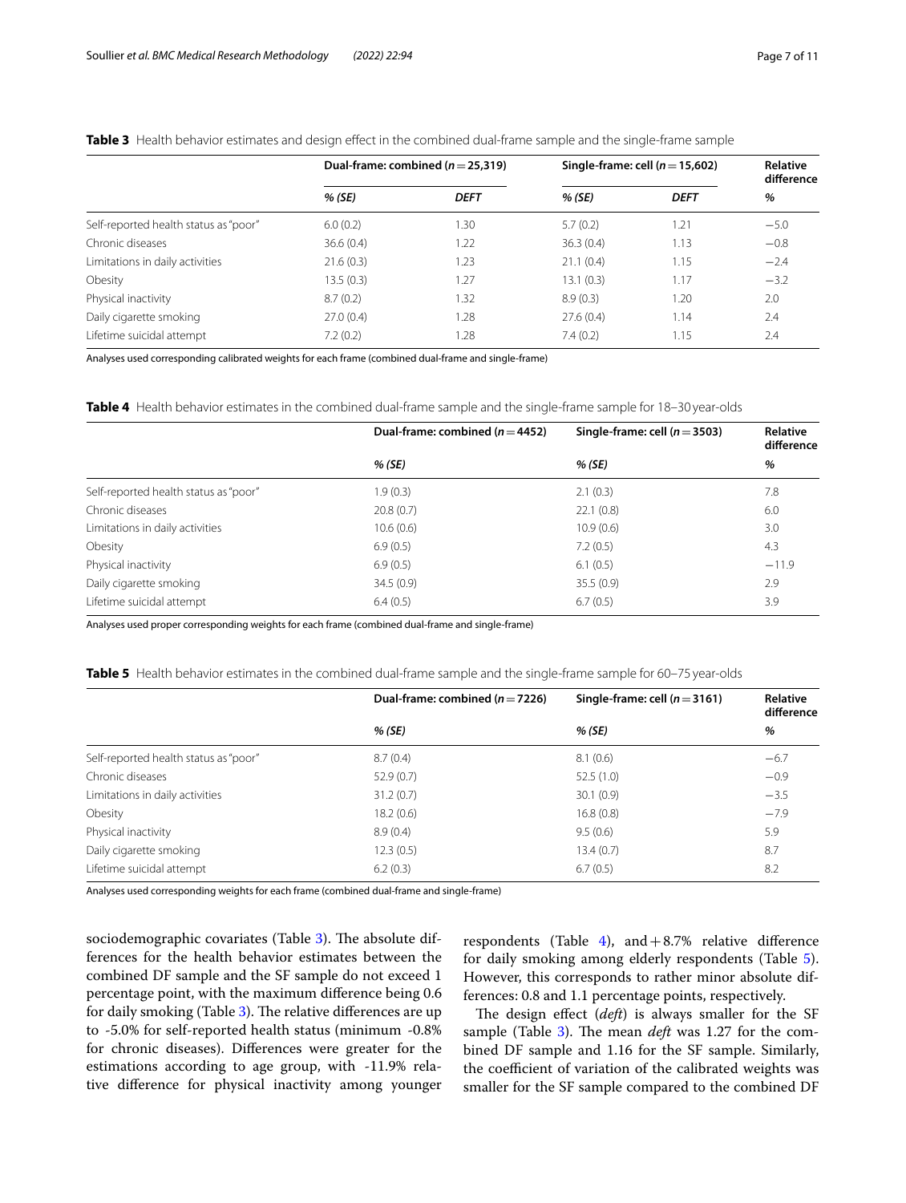**Table 3** Health behavior estimates and design effect in the combined dual-frame sample and the single-frame sample

| | Dual-frame: combined ($n = 25{,}319$) | | Single-frame: cell ($n = 15{,}602$) | | Relative difference |
|---|---|---|---|---|---|
| | *% (SE)* | *DEFT* | *% (SE)* | *DEFT* | *%* |
| Self-reported health status as "poor" | 6.0 (0.2) | 1.30 | 5.7 (0.2) | 1.21 | −5.0 |
| Chronic diseases | 36.6 (0.4) | 1.22 | 36.3 (0.4) | 1.13 | −0.8 |
| Limitations in daily activities | 21.6 (0.3) | 1.23 | 21.1 (0.4) | 1.15 | −2.4 |
| Obesity | 13.5 (0.3) | 1.27 | 13.1 (0.3) | 1.17 | −3.2 |
| Physical inactivity | 8.7 (0.2) | 1.32 | 8.9 (0.3) | 1.20 | 2.0 |
| Daily cigarette smoking | 27.0 (0.4) | 1.28 | 27.6 (0.4) | 1.14 | 2.4 |
| Lifetime suicidal attempt | 7.2 (0.2) | 1.28 | 7.4 (0.2) | 1.15 | 2.4 |

Analyses used corresponding calibrated weights for each frame (combined dual-frame and single-frame)

**Table 4** Health behavior estimates in the combined dual-frame sample and the single-frame sample for 18–30 year-olds

| | Dual-frame: combined ($n = 4452$) | Single-frame: cell ($n = 3503$) | Relative difference |
|---|---|---|---|
| | *% (SE)* | *% (SE)* | *%* |
| Self-reported health status as "poor" | 1.9 (0.3) | 2.1 (0.3) | 7.8 |
| Chronic diseases | 20.8 (0.7) | 22.1 (0.8) | 6.0 |
| Limitations in daily activities | 10.6 (0.6) | 10.9 (0.6) | 3.0 |
| Obesity | 6.9 (0.5) | 7.2 (0.5) | 4.3 |
| Physical inactivity | 6.9 (0.5) | 6.1 (0.5) | −11.9 |
| Daily cigarette smoking | 34.5 (0.9) | 35.5 (0.9) | 2.9 |
| Lifetime suicidal attempt | 6.4 (0.5) | 6.7 (0.5) | 3.9 |

Analyses used proper corresponding weights for each frame (combined dual-frame and single-frame)

**Table 5** Health behavior estimates in the combined dual-frame sample and the single-frame sample for 60–75 year-olds

| | Dual-frame: combined ($n = 7226$) | Single-frame: cell ($n = 3161$) | Relative difference |
|---|---|---|---|
| | *% (SE)* | *% (SE)* | *%* |
| Self-reported health status as "poor" | 8.7 (0.4) | 8.1 (0.6) | −6.7 |
| Chronic diseases | 52.9 (0.7) | 52.5 (1.0) | −0.9 |
| Limitations in daily activities | 31.2 (0.7) | 30.1 (0.9) | −3.5 |
| Obesity | 18.2 (0.6) | 16.8 (0.8) | −7.9 |
| Physical inactivity | 8.9 (0.4) | 9.5 (0.6) | 5.9 |
| Daily cigarette smoking | 12.3 (0.5) | 13.4 (0.7) | 8.7 |
| Lifetime suicidal attempt | 6.2 (0.3) | 6.7 (0.5) | 8.2 |

Analyses used corresponding weights for each frame (combined dual-frame and single-frame)

sociodemographic covariates (Table 3). The absolute differences for the health behavior estimates between the combined DF sample and the SF sample do not exceed 1 percentage point, with the maximum difference being 0.6 for daily smoking (Table 3). The relative differences are up to -5.0% for self-reported health status (minimum -0.8% for chronic diseases). Differences were greater for the estimations according to age group, with -11.9% relative difference for physical inactivity among younger respondents (Table 4), and +8.7% relative difference for daily smoking among elderly respondents (Table 5). However, this corresponds to rather minor absolute differences: 0.8 and 1.1 percentage points, respectively.

The design effect (*deft*) is always smaller for the SF sample (Table 3). The mean *deft* was 1.27 for the combined DF sample and 1.16 for the SF sample. Similarly, the coefficient of variation of the calibrated weights was smaller for the SF sample compared to the combined DF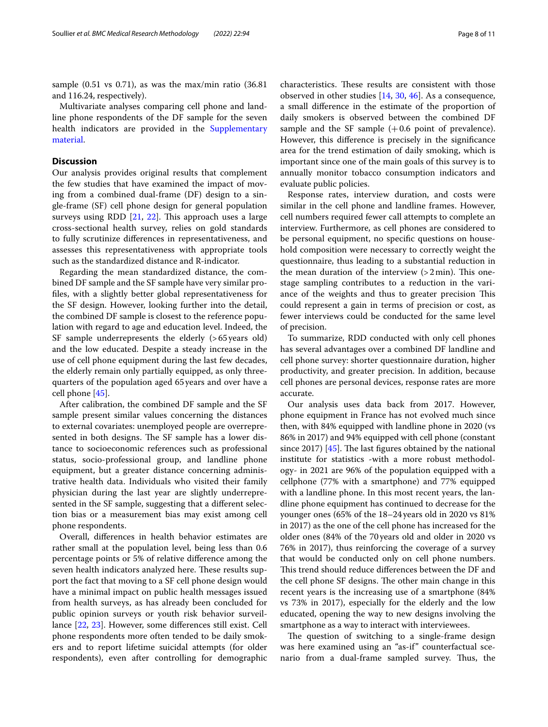sample (0.51 vs 0.71), as was the max/min ratio (36.81 and 116.24, respectively).

Multivariate analyses comparing cell phone and landline phone respondents of the DF sample for the seven health indicators are provided in the Supplementary material.

## Discussion

Our analysis provides original results that complement the few studies that have examined the impact of moving from a combined dual-frame (DF) design to a single-frame (SF) cell phone design for general population surveys using RDD [21, 22]. This approach uses a large cross-sectional health survey, relies on gold standards to fully scrutinize differences in representativeness, and assesses this representativeness with appropriate tools such as the standardized distance and R-indicator.

Regarding the mean standardized distance, the combined DF sample and the SF sample have very similar profiles, with a slightly better global representativeness for the SF design. However, looking further into the detail, the combined DF sample is closest to the reference population with regard to age and education level. Indeed, the SF sample underrepresents the elderly (>65 years old) and the low educated. Despite a steady increase in the use of cell phone equipment during the last few decades, the elderly remain only partially equipped, as only three-quarters of the population aged 65 years and over have a cell phone [45].

After calibration, the combined DF sample and the SF sample present similar values concerning the distances to external covariates: unemployed people are overrepresented in both designs. The SF sample has a lower distance to socioeconomic references such as professional status, socio-professional group, and landline phone equipment, but a greater distance concerning administrative health data. Individuals who visited their family physician during the last year are slightly underrepresented in the SF sample, suggesting that a different selection bias or a measurement bias may exist among cell phone respondents.

Overall, differences in health behavior estimates are rather small at the population level, being less than 0.6 percentage points or 5% of relative difference among the seven health indicators analyzed here. These results support the fact that moving to a SF cell phone design would have a minimal impact on public health messages issued from health surveys, as has already been concluded for public opinion surveys or youth risk behavior surveillance [22, 23]. However, some differences still exist. Cell phone respondents more often tended to be daily smokers and to report lifetime suicidal attempts (for older respondents), even after controlling for demographic characteristics. These results are consistent with those observed in other studies [14, 30, 46]. As a consequence, a small difference in the estimate of the proportion of daily smokers is observed between the combined DF sample and the SF sample (+0.6 point of prevalence). However, this difference is precisely in the significance area for the trend estimation of daily smoking, which is important since one of the main goals of this survey is to annually monitor tobacco consumption indicators and evaluate public policies.

Response rates, interview duration, and costs were similar in the cell phone and landline frames. However, cell numbers required fewer call attempts to complete an interview. Furthermore, as cell phones are considered to be personal equipment, no specific questions on household composition were necessary to correctly weight the questionnaire, thus leading to a substantial reduction in the mean duration of the interview (>2 min). This one-stage sampling contributes to a reduction in the variance of the weights and thus to greater precision This could represent a gain in terms of precision or cost, as fewer interviews could be conducted for the same level of precision.

To summarize, RDD conducted with only cell phones has several advantages over a combined DF landline and cell phone survey: shorter questionnaire duration, higher productivity, and greater precision. In addition, because cell phones are personal devices, response rates are more accurate.

Our analysis uses data back from 2017. However, phone equipment in France has not evolved much since then, with 84% equipped with landline phone in 2020 (vs 86% in 2017) and 94% equipped with cell phone (constant since 2017) [45]. The last figures obtained by the national institute for statistics -with a more robust methodology- in 2021 are 96% of the population equipped with a cellphone (77% with a smartphone) and 77% equipped with a landline phone. In this most recent years, the landline phone equipment has continued to decrease for the younger ones (65% of the 18–24 years old in 2020 vs 81% in 2017) as the one of the cell phone has increased for the older ones (84% of the 70 years old and older in 2020 vs 76% in 2017), thus reinforcing the coverage of a survey that would be conducted only on cell phone numbers. This trend should reduce differences between the DF and the cell phone SF designs. The other main change in this recent years is the increasing use of a smartphone (84% vs 73% in 2017), especially for the elderly and the low educated, opening the way to new designs involving the smartphone as a way to interact with interviewees.

The question of switching to a single-frame design was here examined using an "as-if" counterfactual scenario from a dual-frame sampled survey. Thus, the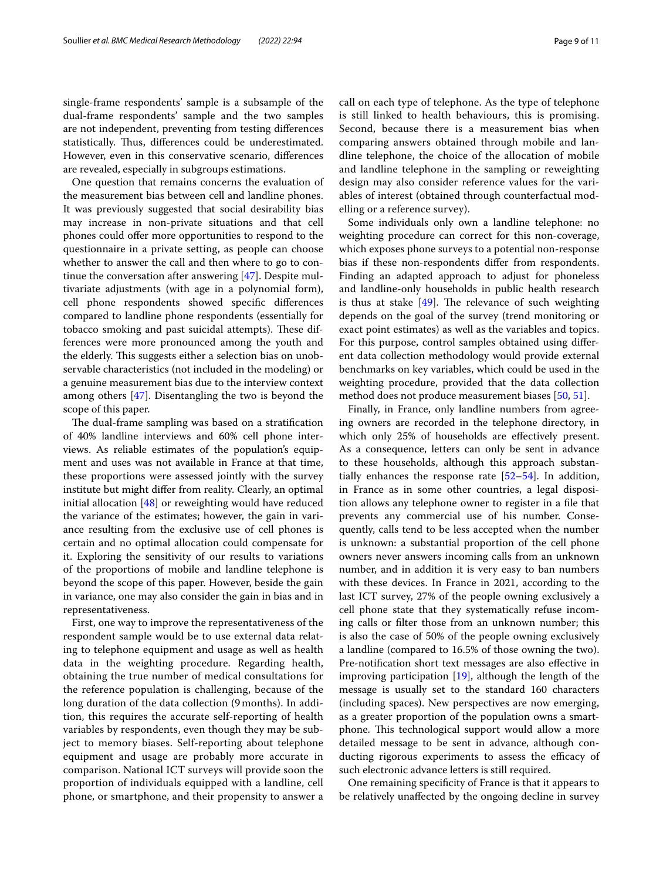single-frame respondents' sample is a subsample of the dual-frame respondents' sample and the two samples are not independent, preventing from testing differences statistically. Thus, differences could be underestimated. However, even in this conservative scenario, differences are revealed, especially in subgroups estimations.

One question that remains concerns the evaluation of the measurement bias between cell and landline phones. It was previously suggested that social desirability bias may increase in non-private situations and that cell phones could offer more opportunities to respond to the questionnaire in a private setting, as people can choose whether to answer the call and then where to go to continue the conversation after answering [47]. Despite multivariate adjustments (with age in a polynomial form), cell phone respondents showed specific differences compared to landline phone respondents (essentially for tobacco smoking and past suicidal attempts). These differences were more pronounced among the youth and the elderly. This suggests either a selection bias on unobservable characteristics (not included in the modeling) or a genuine measurement bias due to the interview context among others [47]. Disentangling the two is beyond the scope of this paper.

The dual-frame sampling was based on a stratification of 40% landline interviews and 60% cell phone interviews. As reliable estimates of the population's equipment and uses was not available in France at that time, these proportions were assessed jointly with the survey institute but might differ from reality. Clearly, an optimal initial allocation [48] or reweighting would have reduced the variance of the estimates; however, the gain in variance resulting from the exclusive use of cell phones is certain and no optimal allocation could compensate for it. Exploring the sensitivity of our results to variations of the proportions of mobile and landline telephone is beyond the scope of this paper. However, beside the gain in variance, one may also consider the gain in bias and in representativeness.

First, one way to improve the representativeness of the respondent sample would be to use external data relating to telephone equipment and usage as well as health data in the weighting procedure. Regarding health, obtaining the true number of medical consultations for the reference population is challenging, because of the long duration of the data collection (9 months). In addition, this requires the accurate self-reporting of health variables by respondents, even though they may be subject to memory biases. Self-reporting about telephone equipment and usage are probably more accurate in comparison. National ICT surveys will provide soon the proportion of individuals equipped with a landline, cell phone, or smartphone, and their propensity to answer a call on each type of telephone. As the type of telephone is still linked to health behaviours, this is promising. Second, because there is a measurement bias when comparing answers obtained through mobile and landline telephone, the choice of the allocation of mobile and landline telephone in the sampling or reweighting design may also consider reference values for the variables of interest (obtained through counterfactual modelling or a reference survey).

Some individuals only own a landline telephone: no weighting procedure can correct for this non-coverage, which exposes phone surveys to a potential non-response bias if these non-respondents differ from respondents. Finding an adapted approach to adjust for phoneless and landline-only households in public health research is thus at stake [49]. The relevance of such weighting depends on the goal of the survey (trend monitoring or exact point estimates) as well as the variables and topics. For this purpose, control samples obtained using different data collection methodology would provide external benchmarks on key variables, which could be used in the weighting procedure, provided that the data collection method does not produce measurement biases [50, 51].

Finally, in France, only landline numbers from agreeing owners are recorded in the telephone directory, in which only 25% of households are effectively present. As a consequence, letters can only be sent in advance to these households, although this approach substantially enhances the response rate [52–54]. In addition, in France as in some other countries, a legal disposition allows any telephone owner to register in a file that prevents any commercial use of his number. Consequently, calls tend to be less accepted when the number is unknown: a substantial proportion of the cell phone owners never answers incoming calls from an unknown number, and in addition it is very easy to ban numbers with these devices. In France in 2021, according to the last ICT survey, 27% of the people owning exclusively a cell phone state that they systematically refuse incoming calls or filter those from an unknown number; this is also the case of 50% of the people owning exclusively a landline (compared to 16.5% of those owning the two). Pre-notification short text messages are also effective in improving participation [19], although the length of the message is usually set to the standard 160 characters (including spaces). New perspectives are now emerging, as a greater proportion of the population owns a smartphone. This technological support would allow a more detailed message to be sent in advance, although conducting rigorous experiments to assess the efficacy of such electronic advance letters is still required.

One remaining specificity of France is that it appears to be relatively unaffected by the ongoing decline in survey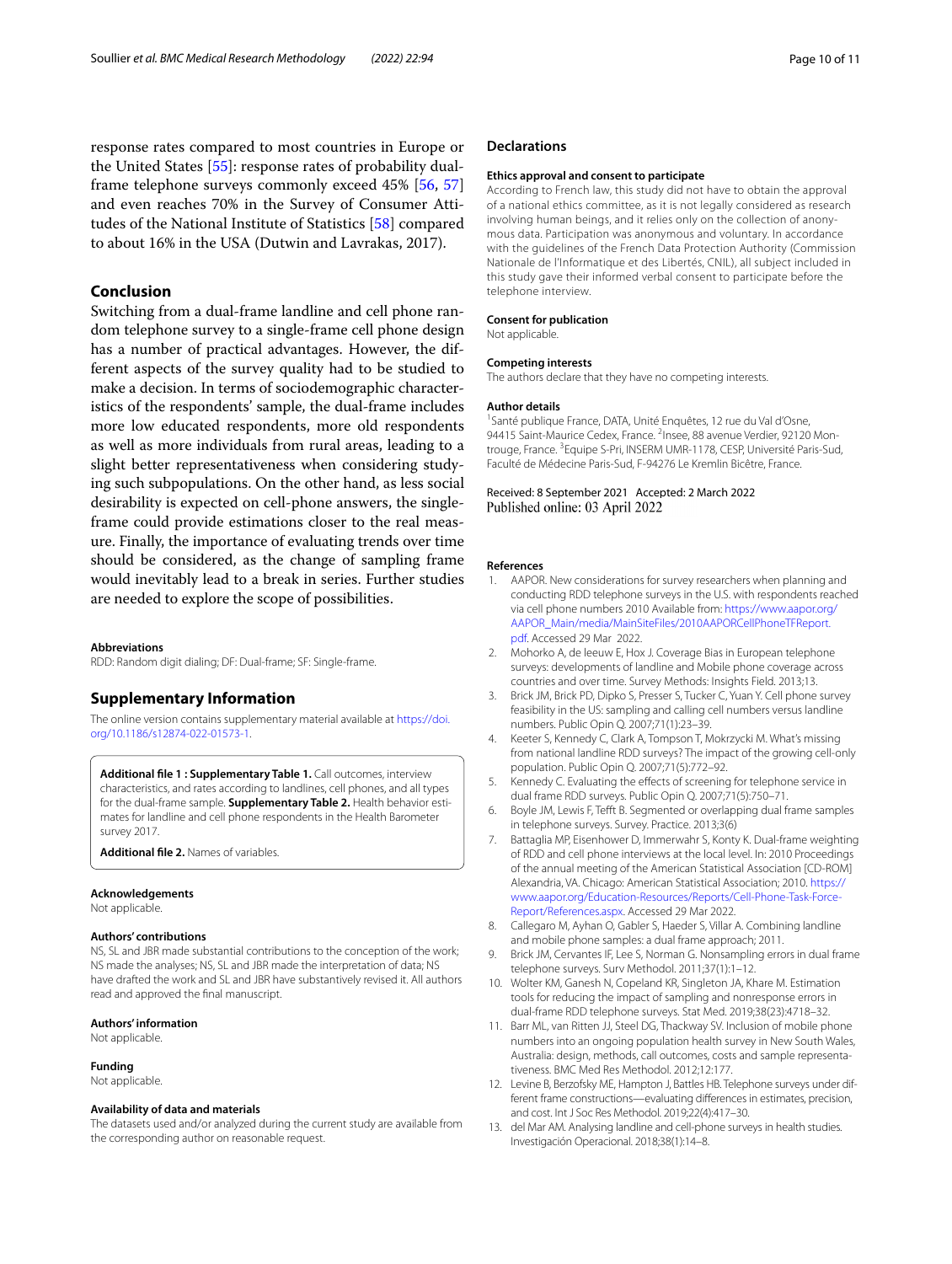response rates compared to most countries in Europe or the United States [55]: response rates of probability dual-frame telephone surveys commonly exceed 45% [56, 57] and even reaches 70% in the Survey of Consumer Attitudes of the National Institute of Statistics [58] compared to about 16% in the USA (Dutwin and Lavrakas, 2017).

## Conclusion

Switching from a dual-frame landline and cell phone random telephone survey to a single-frame cell phone design has a number of practical advantages. However, the different aspects of the survey quality had to be studied to make a decision. In terms of sociodemographic characteristics of the respondents' sample, the dual-frame includes more low educated respondents, more old respondents as well as more individuals from rural areas, leading to a slight better representativeness when considering studying such subpopulations. On the other hand, as less social desirability is expected on cell-phone answers, the single-frame could provide estimations closer to the real measure. Finally, the importance of evaluating trends over time should be considered, as the change of sampling frame would inevitably lead to a break in series. Further studies are needed to explore the scope of possibilities.

### Abbreviations

RDD: Random digit dialing; DF: Dual-frame; SF: Single-frame.

## Supplementary Information

The online version contains supplementary material available at https://doi.org/10.1186/s12874-022-01573-1.

**Additional file 1 : Supplementary Table 1.** Call outcomes, interview characteristics, and rates according to landlines, cell phones, and all types for the dual-frame sample. **Supplementary Table 2.** Health behavior estimates for landline and cell phone respondents in the Health Barometer survey 2017.

**Additional file 2.** Names of variables.

### Acknowledgements

Not applicable.

### Authors' contributions

NS, SL and JBR made substantial contributions to the conception of the work; NS made the analyses; NS, SL and JBR made the interpretation of data; NS have drafted the work and SL and JBR have substantively revised it. All authors read and approved the final manuscript.

### Authors' information

Not applicable.

### Funding

Not applicable.

### Availability of data and materials

The datasets used and/or analyzed during the current study are available from the corresponding author on reasonable request.

## Declarations

### Ethics approval and consent to participate

According to French law, this study did not have to obtain the approval of a national ethics committee, as it is not legally considered as research involving human beings, and it relies only on the collection of anonymous data. Participation was anonymous and voluntary. In accordance with the guidelines of the French Data Protection Authority (Commission Nationale de l'Informatique et des Libertés, CNIL), all subject included in this study gave their informed verbal consent to participate before the telephone interview.

### Consent for publication

Not applicable.

### Competing interests

The authors declare that they have no competing interests.

### Author details

[1]Santé publique France, DATA, Unité Enquêtes, 12 rue du Val d'Osne, 94415 Saint-Maurice Cedex, France. [2]Insee, 88 avenue Verdier, 92120 Montrouge, France. [3]Equipe S-Pri, INSERM UMR-1178, CESP, Université Paris-Sud, Faculté de Médecine Paris-Sud, F-94276 Le Kremlin Bicêtre, France.

Received: 8 September 2021 Accepted: 2 March 2022
Published online: 03 April 2022

## References

1. AAPOR. New considerations for survey researchers when planning and conducting RDD telephone surveys in the U.S. with respondents reached via cell phone numbers 2010 Available from: https://www.aapor.org/AAPOR_Main/media/MainSiteFiles/2010AAPORCellPhoneTFReport.pdf. Accessed 29 Mar 2022.
2. Mohorko A, de leeuw E, Hox J. Coverage Bias in European telephone surveys: developments of landline and Mobile phone coverage across countries and over time. Survey Methods: Insights Field. 2013;13.
3. Brick JM, Brick PD, Dipko S, Presser S, Tucker C, Yuan Y. Cell phone survey feasibility in the US: sampling and calling cell numbers versus landline numbers. Public Opin Q. 2007;71(1):23–39.
4. Keeter S, Kennedy C, Clark A, Tompson T, Mokrzycki M. What's missing from national landline RDD surveys? The impact of the growing cell-only population. Public Opin Q. 2007;71(5):772–92.
5. Kennedy C. Evaluating the effects of screening for telephone service in dual frame RDD surveys. Public Opin Q. 2007;71(5):750–71.
6. Boyle JM, Lewis F, Tefft B. Segmented or overlapping dual frame samples in telephone surveys. Survey. Practice. 2013;3(6)
7. Battaglia MP, Eisenhower D, Immerwahr S, Konty K. Dual-frame weighting of RDD and cell phone interviews at the local level. In: 2010 Proceedings of the annual meeting of the American Statistical Association [CD-ROM] Alexandria, VA. Chicago: American Statistical Association; 2010. https://www.aapor.org/Education-Resources/Reports/Cell-Phone-Task-Force-Report/References.aspx. Accessed 29 Mar 2022.
8. Callegaro M, Ayhan O, Gabler S, Haeder S, Villar A. Combining landline and mobile phone samples: a dual frame approach; 2011.
9. Brick JM, Cervantes IF, Lee S, Norman G. Nonsampling errors in dual frame telephone surveys. Surv Methodol. 2011;37(1):1–12.
10. Wolter KM, Ganesh N, Copeland KR, Singleton JA, Khare M. Estimation tools for reducing the impact of sampling and nonresponse errors in dual-frame RDD telephone surveys. Stat Med. 2019;38(23):4718–32.
11. Barr ML, van Ritten JJ, Steel DG, Thackway SV. Inclusion of mobile phone numbers into an ongoing population health survey in New South Wales, Australia: design, methods, call outcomes, costs and sample representativeness. BMC Med Res Methodol. 2012;12:177.
12. Levine B, Berzofsky ME, Hampton J, Battles HB. Telephone surveys under different frame constructions—evaluating differences in estimates, precision, and cost. Int J Soc Res Methodol. 2019;22(4):417–30.
13. del Mar AM. Analysing landline and cell-phone surveys in health studies. Investigación Operacional. 2018;38(1):14–8.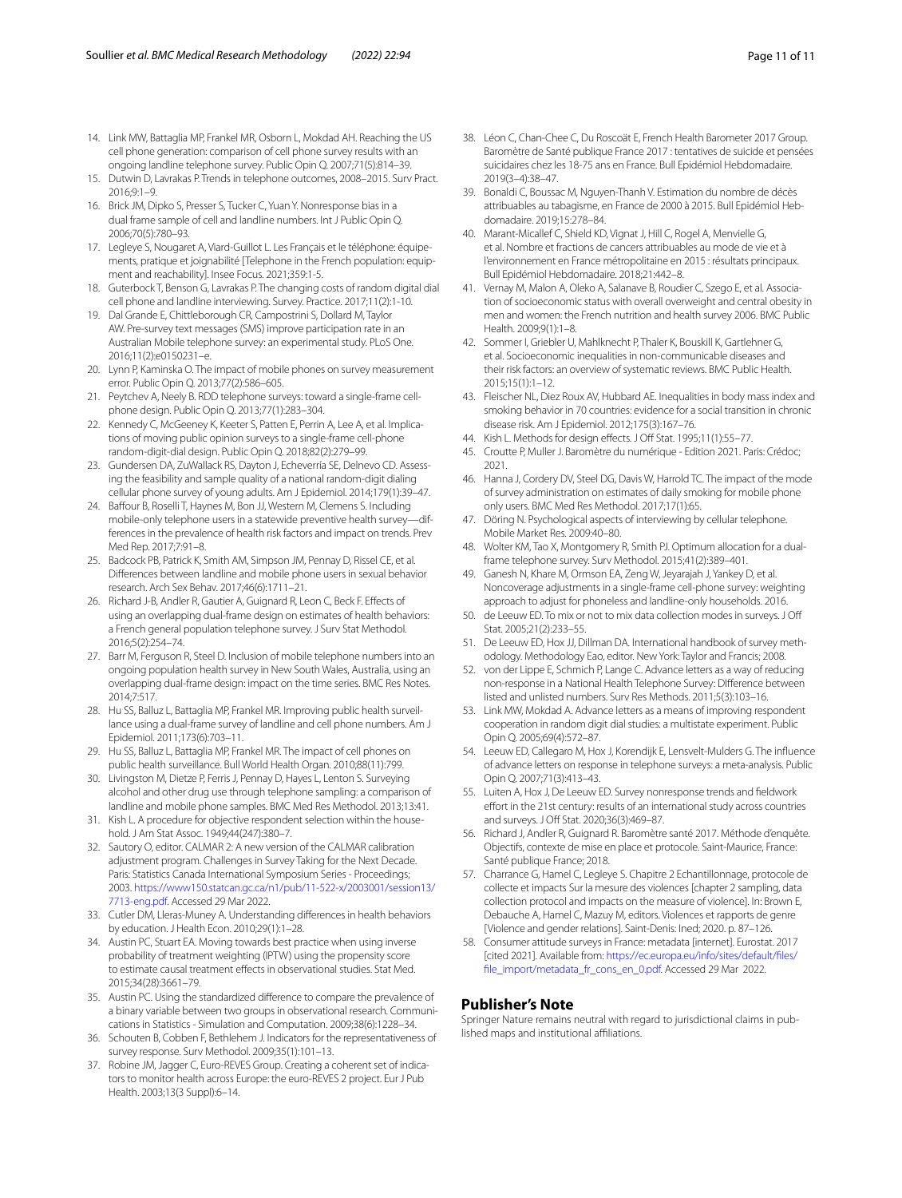14. Link MW, Battaglia MP, Frankel MR, Osborn L, Mokdad AH. Reaching the US cell phone generation: comparison of cell phone survey results with an ongoing landline telephone survey. Public Opin Q. 2007;71(5):814–39.
15. Dutwin D, Lavrakas P. Trends in telephone outcomes, 2008–2015. Surv Pract. 2016;9:1–9.
16. Brick JM, Dipko S, Presser S, Tucker C, Yuan Y. Nonresponse bias in a dual frame sample of cell and landline numbers. Int J Public Opin Q. 2006;70(5):780–93.
17. Legleye S, Nougaret A, Viard-Guillot L. Les Français et le téléphone: équipements, pratique et joignabilité [Telephone in the French population: equipment and reachability]. Insee Focus. 2021;359:1-5.
18. Guterbock T, Benson G, Lavrakas P. The changing costs of random digital dial cell phone and landline interviewing. Survey. Practice. 2017;11(2):1-10.
19. Dal Grande E, Chittleborough CR, Campostrini S, Dollard M, Taylor AW. Pre-survey text messages (SMS) improve participation rate in an Australian Mobile telephone survey: an experimental study. PLoS One. 2016;11(2):e0150231–e.
20. Lynn P, Kaminska O. The impact of mobile phones on survey measurement error. Public Opin Q. 2013;77(2):586–605.
21. Peytchev A, Neely B. RDD telephone surveys: toward a single-frame cellphone design. Public Opin Q. 2013;77(1):283–304.
22. Kennedy C, McGeeney K, Keeter S, Patten E, Perrin A, Lee A, et al. Implications of moving public opinion surveys to a single-frame cell-phone random-digit-dial design. Public Opin Q. 2018;82(2):279–99.
23. Gundersen DA, ZuWallack RS, Dayton J, Echeverría SE, Delnevo CD. Assessing the feasibility and sample quality of a national random-digit dialing cellular phone survey of young adults. Am J Epidemiol. 2014;179(1):39–47.
24. Baffour B, Roselli T, Haynes M, Bon JJ, Western M, Clemens S. Including mobile-only telephone users in a statewide preventive health survey—differences in the prevalence of health risk factors and impact on trends. Prev Med Rep. 2017;7:91–8.
25. Badcock PB, Patrick K, Smith AM, Simpson JM, Pennay D, Rissel CE, et al. Differences between landline and mobile phone users in sexual behavior research. Arch Sex Behav. 2017;46(6):1711–21.
26. Richard J-B, Andler R, Gautier A, Guignard R, Leon C, Beck F. Effects of using an overlapping dual-frame design on estimates of health behaviors: a French general population telephone survey. J Surv Stat Methodol. 2016;5(2):254–74.
27. Barr M, Ferguson R, Steel D. Inclusion of mobile telephone numbers into an ongoing population health survey in New South Wales, Australia, using an overlapping dual-frame design: impact on the time series. BMC Res Notes. 2014;7:517.
28. Hu SS, Balluz L, Battaglia MP, Frankel MR. Improving public health surveillance using a dual-frame survey of landline and cell phone numbers. Am J Epidemiol. 2011;173(6):703–11.
29. Hu SS, Balluz L, Battaglia MP, Frankel MR. The impact of cell phones on public health surveillance. Bull World Health Organ. 2010;88(11):799.
30. Livingston M, Dietze P, Ferris J, Pennay D, Hayes L, Lenton S. Surveying alcohol and other drug use through telephone sampling: a comparison of landline and mobile phone samples. BMC Med Res Methodol. 2013;13:41.
31. Kish L. A procedure for objective respondent selection within the household. J Am Stat Assoc. 1949;44(247):380–7.
32. Sautory O, editor. CALMAR 2: A new version of the CALMAR calibration adjustment program. Challenges in Survey Taking for the Next Decade. Paris: Statistics Canada International Symposium Series - Proceedings; 2003. https://www150.statcan.gc.ca/n1/pub/11-522-x/2003001/session13/7713-eng.pdf. Accessed 29 Mar 2022.
33. Cutler DM, Lleras-Muney A. Understanding differences in health behaviors by education. J Health Econ. 2010;29(1):1–28.
34. Austin PC, Stuart EA. Moving towards best practice when using inverse probability of treatment weighting (IPTW) using the propensity score to estimate causal treatment effects in observational studies. Stat Med. 2015;34(28):3661–79.
35. Austin PC. Using the standardized difference to compare the prevalence of a binary variable between two groups in observational research. Communications in Statistics - Simulation and Computation. 2009;38(6):1228–34.
36. Schouten B, Cobben F, Bethlehem J. Indicators for the representativeness of survey response. Surv Methodol. 2009;35(1):101–13.
37. Robine JM, Jagger C, Euro-REVES Group. Creating a coherent set of indicators to monitor health across Europe: the euro-REVES 2 project. Eur J Pub Health. 2003;13(3 Suppl):6–14.
38. Léon C, Chan-Chee C, Du Roscoät E, French Health Barometer 2017 Group. Baromètre de Santé publique France 2017 : tentatives de suicide et pensées suicidaires chez les 18-75 ans en France. Bull Epidémiol Hebdomadaire. 2019(3–4):38–47.
39. Bonaldi C, Boussac M, Nguyen-Thanh V. Estimation du nombre de décès attribuables au tabagisme, en France de 2000 à 2015. Bull Epidémiol Hebdomadaire. 2019;15:278–84.
40. Marant-Micallef C, Shield KD, Vignat J, Hill C, Rogel A, Menvielle G, et al. Nombre et fractions de cancers attribuables au mode de vie et à l'environnement en France métropolitaine en 2015 : résultats principaux. Bull Epidémiol Hebdomadaire. 2018;21:442–8.
41. Vernay M, Malon A, Oleko A, Salanave B, Roudier C, Szego E, et al. Association of socioeconomic status with overall overweight and central obesity in men and women: the French nutrition and health survey 2006. BMC Public Health. 2009;9(1):1–8.
42. Sommer I, Griebler U, Mahlknecht P, Thaler K, Bouskill K, Gartlehner G, et al. Socioeconomic inequalities in non-communicable diseases and their risk factors: an overview of systematic reviews. BMC Public Health. 2015;15(1):1–12.
43. Fleischer NL, Diez Roux AV, Hubbard AE. Inequalities in body mass index and smoking behavior in 70 countries: evidence for a social transition in chronic disease risk. Am J Epidemiol. 2012;175(3):167–76.
44. Kish L. Methods for design effects. J Off Stat. 1995;11(1):55–77.
45. Croutte P, Muller J. Baromètre du numérique - Edition 2021. Paris: Crédoc; 2021.
46. Hanna J, Cordery DV, Steel DG, Davis W, Harrold TC. The impact of the mode of survey administration on estimates of daily smoking for mobile phone only users. BMC Med Res Methodol. 2017;17(1):65.
47. Döring N. Psychological aspects of interviewing by cellular telephone. Mobile Market Res. 2009:40–80.
48. Wolter KM, Tao X, Montgomery R, Smith PJ. Optimum allocation for a dual-frame telephone survey. Surv Methodol. 2015;41(2):389–401.
49. Ganesh N, Khare M, Ormson EA, Zeng W, Jeyarajah J, Yankey D, et al. Noncoverage adjustments in a single-frame cell-phone survey: weighting approach to adjust for phoneless and landline-only households. 2016.
50. de Leeuw ED. To mix or not to mix data collection modes in surveys. J Off Stat. 2005;21(2):233–55.
51. De Leeuw ED, Hox JJ, Dillman DA. International handbook of survey methodology. Methodology Eao, editor. New York: Taylor and Francis; 2008.
52. von der Lippe E, Schmich P, Lange C. Advance letters as a way of reducing non-response in a National Health Telephone Survey: DIfference between listed and unlisted numbers. Surv Res Methods. 2011;5(3):103–16.
53. Link MW, Mokdad A. Advance letters as a means of improving respondent cooperation in random digit dial studies: a multistate experiment. Public Opin Q. 2005;69(4):572–87.
54. Leeuw ED, Callegaro M, Hox J, Korendijk E, Lensvelt-Mulders G. The influence of advance letters on response in telephone surveys: a meta-analysis. Public Opin Q. 2007;71(3):413–43.
55. Luiten A, Hox J, De Leeuw ED. Survey nonresponse trends and fieldwork effort in the 21st century: results of an international study across countries and surveys. J Off Stat. 2020;36(3):469–87.
56. Richard J, Andler R, Guignard R. Baromètre santé 2017. Méthode d'enquête. Objectifs, contexte de mise en place et protocole. Saint-Maurice, France: Santé publique France; 2018.
57. Charrance G, Hamel C, Legleye S. Chapitre 2 Echantillonnage, protocole de collecte et impacts Sur la mesure des violences [chapter 2 sampling, data collection protocol and impacts on the measure of violence]. In: Brown E, Debauche A, Hamel C, Mazuy M, editors. Violences et rapports de genre [Violence and gender relations]. Saint-Denis: Ined; 2020. p. 87–126.
58. Consumer attitude surveys in France: metadata [internet]. Eurostat. 2017 [cited 2021]. Available from: https://ec.europa.eu/info/sites/default/files/file_import/metadata_fr_cons_en_0.pdf. Accessed 29 Mar 2022.

## Publisher's Note

Springer Nature remains neutral with regard to jurisdictional claims in published maps and institutional affiliations.